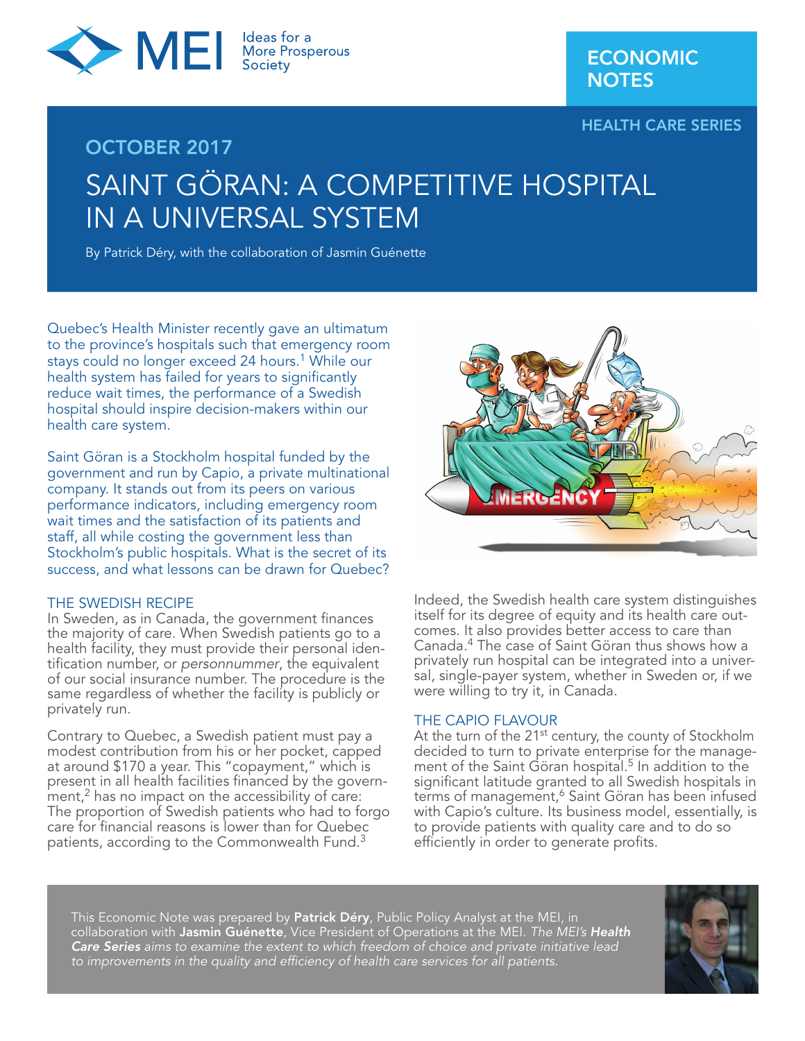ECONOMIC NOTES

HEALTH CARE SERIES

OCTOBER 2017

# SAINT GÖRAN: A COMPETITIVE HOSPITAL IN A UNIVERSAL SYSTEM

By Patrick Déry, with the collaboration of Jasmin Guénette

Quebec's Health Minister recently gave an ultimatum to the province's hospitals such that emergency room stays could no longer exceed 24 hours.[1] While our health system has failed for years to significantly reduce wait times, the performance of a Swedish hospital should inspire decision-makers within our health care system.

Saint Göran is a Stockholm hospital funded by the government and run by Capio, a private multinational company. It stands out from its peers on various performance indicators, including emergency room wait times and the satisfaction of its patients and staff, all while costing the government less than Stockholm's public hospitals. What is the secret of its success, and what lessons can be drawn for Quebec?

## THE SWEDISH RECIPE

In Sweden, as in Canada, the government finances the majority of care. When Swedish patients go to a health facility, they must provide their personal identification number, or *personnummer*, the equivalent of our social insurance number. The procedure is the same regardless of whether the facility is publicly or privately run.

Contrary to Quebec, a Swedish patient must pay a modest contribution from his or her pocket, capped at around $170 a year. This "copayment," which is present in all health facilities financed by the government,[2] has no impact on the accessibility of care: The proportion of Swedish patients who had to forgo care for financial reasons is lower than for Quebec patients, according to the Commonwealth Fund.[3]

Indeed, the Swedish health care system distinguishes itself for its degree of equity and its health care outcomes. It also provides better access to care than Canada.[4] The case of Saint Göran thus shows how a privately run hospital can be integrated into a universal, single-payer system, whether in Sweden or, if we were willing to try it, in Canada.

## THE CAPIO FLAVOUR

At the turn of the 21st century, the county of Stockholm decided to turn to private enterprise for the management of the Saint Göran hospital.[5] In addition to the significant latitude granted to all Swedish hospitals in terms of management,[6] Saint Göran has been infused with Capio's culture. Its business model, essentially, is to provide patients with quality care and to do so efficiently in order to generate profits.

This Economic Note was prepared by **Patrick Déry**, Public Policy Analyst at the MEI, in collaboration with **Jasmin Guénette**, Vice President of Operations at the MEI. *The MEI's* ***Health Care Series*** *aims to examine the extent to which freedom of choice and private initiative lead to improvements in the quality and efficiency of health care services for all patients.*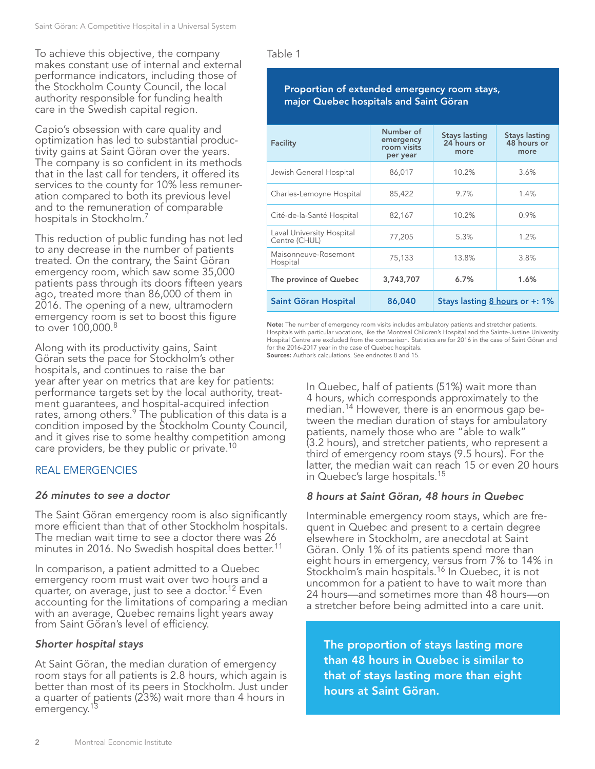To achieve this objective, the company makes constant use of internal and external performance indicators, including those of the Stockholm County Council, the local authority responsible for funding health care in the Swedish capital region.

Capio's obsession with care quality and optimization has led to substantial productivity gains at Saint Göran over the years. The company is so confident in its methods that in the last call for tenders, it offered its services to the county for 10% less remuneration compared to both its previous level and to the remuneration of comparable hospitals in Stockholm.[7]

This reduction of public funding has not led to any decrease in the number of patients treated. On the contrary, the Saint Göran emergency room, which saw some 35,000 patients pass through its doors fifteen years ago, treated more than 86,000 of them in 2016. The opening of a new, ultramodern emergency room is set to boost this figure to over 100,000.[8]

Along with its productivity gains, Saint Göran sets the pace for Stockholm's other hospitals, and continues to raise the bar year after year on metrics that are key for patients: performance targets set by the local authority, treatment guarantees, and hospital-acquired infection rates, among others.[9] The publication of this data is a condition imposed by the Stockholm County Council, and it gives rise to some healthy competition among care providers, be they public or private.[10]

## REAL EMERGENCIES

### *26 minutes to see a doctor*

The Saint Göran emergency room is also significantly more efficient than that of other Stockholm hospitals. The median wait time to see a doctor there was 26 minutes in 2016. No Swedish hospital does better.[11]

In comparison, a patient admitted to a Quebec emergency room must wait over two hours and a quarter, on average, just to see a doctor.[12] Even accounting for the limitations of comparing a median with an average, Quebec remains light years away from Saint Göran's level of efficiency.

### *Shorter hospital stays*

At Saint Göran, the median duration of emergency room stays for all patients is 2.8 hours, which again is better than most of its peers in Stockholm. Just under a quarter of patients (23%) wait more than 4 hours in emergency.[13]

Table 1

**Proportion of extended emergency room stays, major Quebec hospitals and Saint Göran**

| Facility | Number of emergency room visits per year | Stays lasting 24 hours or more | Stays lasting 48 hours or more |
|---|---|---|---|
| Jewish General Hospital | 86,017 | 10.2% | 3.6% |
| Charles-Lemoyne Hospital | 85,422 | 9.7% | 1.4% |
| Cité-de-la-Santé Hospital | 82,167 | 10.2% | 0.9% |
| Laval University Hospital Centre (CHUL) | 77,205 | 5.3% | 1.2% |
| Maisonneuve-Rosemont Hospital | 75,133 | 13.8% | 3.8% |
| **The province of Quebec** | **3,743,707** | **6.7%** | **1.6%** |
| **Saint Göran Hospital** | **86,040** | **Stays lasting 8 hours or +: 1%** | |

**Note:** The number of emergency room visits includes ambulatory patients and stretcher patients. Hospitals with particular vocations, like the Montreal Children's Hospital and the Sainte-Justine University Hospital Centre are excluded from the comparison. Statistics are for 2016 in the case of Saint Göran and for the 2016-2017 year in the case of Quebec hospitals.
**Sources:** Author's calculations. See endnotes 8 and 15.

In Quebec, half of patients (51%) wait more than 4 hours, which corresponds approximately to the median.[14] However, there is an enormous gap between the median duration of stays for ambulatory patients, namely those who are "able to walk" (3.2 hours), and stretcher patients, who represent a third of emergency room stays (9.5 hours). For the latter, the median wait can reach 15 or even 20 hours in Quebec's large hospitals.[15]

### *8 hours at Saint Göran, 48 hours in Quebec*

Interminable emergency room stays, which are frequent in Quebec and present to a certain degree elsewhere in Stockholm, are anecdotal at Saint Göran. Only 1% of its patients spend more than eight hours in emergency, versus from 7% to 14% in Stockholm's main hospitals.[16] In Quebec, it is not uncommon for a patient to have to wait more than 24 hours—and sometimes more than 48 hours—on a stretcher before being admitted into a care unit.

**The proportion of stays lasting more than 48 hours in Quebec is similar to that of stays lasting more than eight hours at Saint Göran.**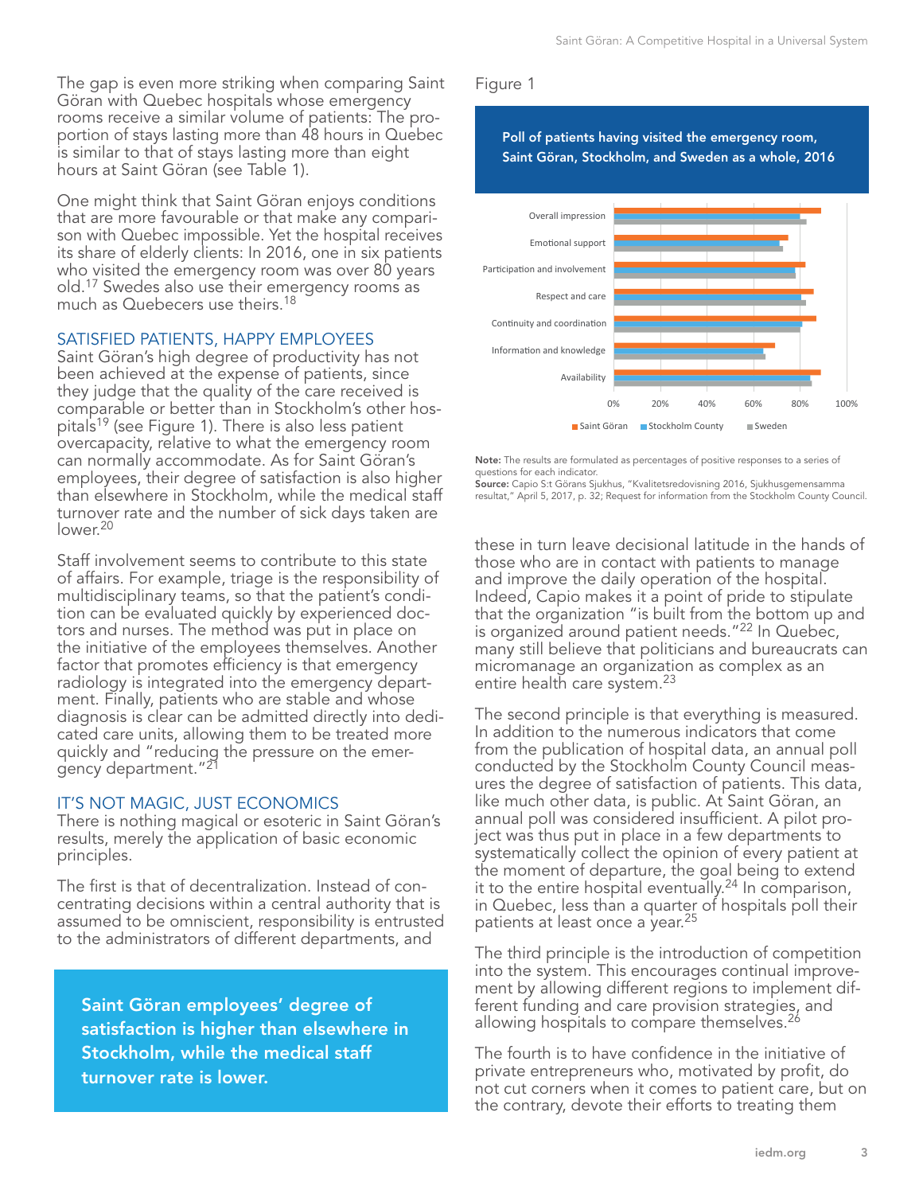The gap is even more striking when comparing Saint Göran with Quebec hospitals whose emergency rooms receive a similar volume of patients: The proportion of stays lasting more than 48 hours in Quebec is similar to that of stays lasting more than eight hours at Saint Göran (see Table 1).

One might think that Saint Göran enjoys conditions that are more favourable or that make any comparison with Quebec impossible. Yet the hospital receives its share of elderly clients: In 2016, one in six patients who visited the emergency room was over 80 years old.[17] Swedes also use their emergency rooms as much as Quebecers use theirs.[18]

## SATISFIED PATIENTS, HAPPY EMPLOYEES

Saint Göran's high degree of productivity has not been achieved at the expense of patients, since they judge that the quality of the care received is comparable or better than Stockholm's other hospitals[19] (see Figure 1). There is also less patient overcapacity, relative to what the emergency room can normally accommodate. As for Saint Göran's employees, their degree of satisfaction is also higher than elsewhere in Stockholm, while the medical staff turnover rate and the number of sick days taken are lower.[20]

Staff involvement seems to contribute to this state of affairs. For example, triage is the responsibility of multidisciplinary teams, so that the patient's condition can be evaluated quickly by experienced doctors and nurses. The method was put in place on the initiative of the employees themselves. Another factor that promotes efficiency is that emergency radiology is integrated into the emergency department. Finally, patients who are stable and whose diagnosis is clear can be admitted directly into dedicated care units, allowing them to be treated more quickly and "reducing the pressure on the emergency department."[21]

## IT'S NOT MAGIC, JUST ECONOMICS

There is nothing magical or esoteric in Saint Göran's results, merely the application of basic economic principles.

The first is that of decentralization. Instead of concentrating decisions within a central authority that is assumed to be omniscient, responsibility is entrusted to the administrators of different departments, and these in turn leave decisional latitude in the hands of those who are in contact with patients to manage and improve the daily operation of the hospital. Indeed, Capio makes it a point of pride to stipulate that the organization "is built from the bottom up and is organized around patient needs."[22] In Quebec, many still believe that politicians and bureaucrats can micromanage an organization as complex as an entire health care system.[23]

> **Saint Göran employees' degree of satisfaction is higher than elsewhere in Stockholm, while the medical staff turnover rate is lower.**

Figure 1

**Poll of patients having visited the emergency room, Saint Göran, Stockholm, and Sweden as a whole, 2016**

| Indicator | Saint Göran | Stockholm County | Sweden |
|---|---|---|---|
| Overall impression | ~89% | ~80% | ~83% |
| Emotional support | ~75% | ~71% | ~73% |
| Participation and involvement | ~82% | ~78% | ~78% |
| Respect and care | ~86% | ~80% | ~83% |
| Continuity and coordination | ~87% | ~81% | ~80% |
| Information and knowledge | ~69% | ~64% | ~65% |
| Availability | ~89% | ~84% | ~85% |

**Note:** The results are formulated as percentages of positive responses to a series of questions for each indicator.
**Source:** Capio S:t Görans Sjukhus, "Kvalitetsredovisning 2016, Sjukhusgemensamma resultat," April 5, 2017, p. 32; Request for information from the Stockholm County Council.

The second principle is that everything is measured. In addition to the numerous indicators that come from the publication of hospital data, an annual poll conducted by the Stockholm County Council measures the degree of satisfaction of patients. This data, like much other data, is public. At Saint Göran, an annual poll was considered insufficient. A pilot project was thus put in place in a few departments to systematically collect the opinion of every patient at the moment of departure, the goal being to extend it to the entire hospital eventually.[24] In comparison, in Quebec, less than a quarter of hospitals poll their patients at least once a year.[25]

The third principle is the introduction of competition into the system. This encourages continual improvement by allowing different regions to implement different funding and care provision strategies, and allowing hospitals to compare themselves.[26]

The fourth is to have confidence in the initiative of private entrepreneurs who, motivated by profit, do not cut corners when it comes to patient care, but on the contrary, devote their efforts to treating them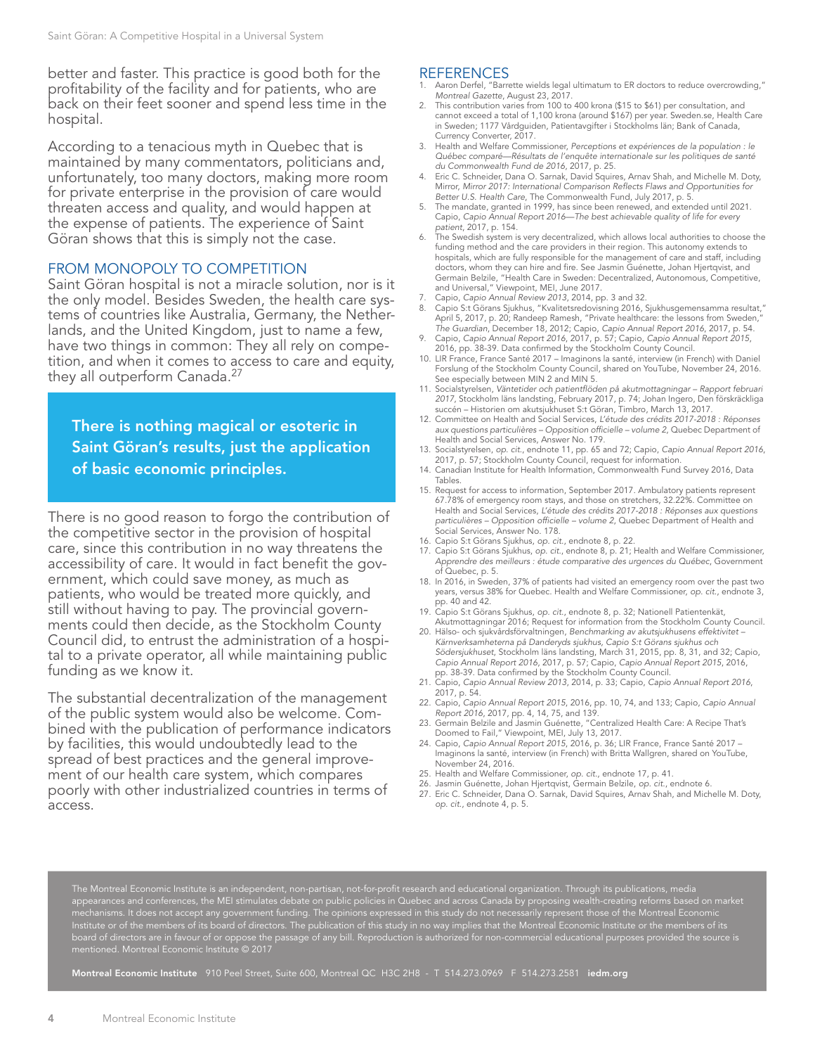better and faster. This practice is good both for the profitability of the facility and for patients, who are back on their feet sooner and spend less time in the hospital.

According to a tenacious myth in Quebec that is maintained by many commentators, politicians and, unfortunately, too many doctors, making more room for private enterprise in the provision of care would threaten access and quality, and would happen at the expense of patients. The experience of Saint Göran shows that this is simply not the case.

## FROM MONOPOLY TO COMPETITION

Saint Göran hospital is not a miracle solution, nor is it the only model. Besides Sweden, the health care systems of countries like Australia, Germany, the Netherlands, and the United Kingdom, just to name a few, have two things in common: They all rely on competition, and when it comes to access to care and equity, they all outperform Canada.[27]

> **There is nothing magical or esoteric in Saint Göran's results, just the application of basic economic principles.**

There is no good reason to forgo the contribution of the competitive sector in the provision of hospital care, since this contribution in no way threatens the accessibility of care. It would in fact benefit the government, which could save money, as much as patients, who would be treated more quickly, and still without having to pay. The provincial governments could then decide, as the Stockholm County Council did, to entrust the administration of a hospital to a private operator, all while maintaining public funding as we know it.

The substantial decentralization of the management of the public system would also be welcome. Combined with the publication of performance indicators by facilities, this would undoubtedly lead to the spread of best practices and the general improvement of our health care system, which compares poorly with other industrialized countries in terms of access.

## REFERENCES

1. Aaron Derfel, "Barrette wields legal ultimatum to ER doctors to reduce overcrowding," *Montreal Gazette*, August 23, 2017.
2. This contribution varies from 100 to 400 krona ($15 to $61) per consultation, and cannot exceed a total of 1,100 krona (around $167) per year. Sweden.se, Health Care in Sweden; 1177 Vårdguiden, Patientavgifter i Stockholms län; Bank of Canada, Currency Converter, 2017.
3. Health and Welfare Commissioner, *Perceptions et expériences de la population : le Québec comparé—Résultats de l'enquête internationale sur les politiques de santé du Commonwealth Fund de 2016*, 2017, p. 25.
4. Eric C. Schneider, Dana O. Sarnak, David Squires, Arnav Shah, and Michelle M. Doty, Mirror, *Mirror 2017: International Comparison Reflects Flaws and Opportunities for Better U.S. Health Care*, The Commonwealth Fund, July 2017, p. 5.
5. The mandate, granted in 1999, has since been renewed, and extended until 2021. Capio, *Capio Annual Report 2016—The best achievable quality of life for every patient*, 2017, p. 154.
6. The Swedish system is very decentralized, which allows local authorities to choose the funding method and the care providers in their region. This autonomy extends to hospitals, which are fully responsible for the management of care and staff, including doctors, whom they can hire and fire. See Jasmin Guénette, Johan Hjertqvist, and Germain Belzile, "Health Care in Sweden: Decentralized, Autonomous, Competitive, and Universal," Viewpoint, MEI, June 2017.
7. Capio, *Capio Annual Review 2013*, 2014, pp. 3 and 32.
8. Capio S:t Görans Sjukhus, "Kvalitetsredovisning 2016, Sjukhusgemensamma resultat," April 5, 2017, p. 20; Randeep Ramesh, "Private healthcare: the lessons from Sweden," *The Guardian*, December 18, 2012; Capio, *Capio Annual Report 2016*, 2017, p. 54.
9. Capio, *Capio Annual Report 2016*, 2017, p. 57; Capio, *Capio Annual Report 2015*, 2016, pp. 38-39. Data confirmed by the Stockholm County Council.
10. LIR France, France Santé 2017 – Imaginons la santé, interview (in French) with Daniel Forslung of the Stockholm County Council, shared on YouTube, November 24, 2016. See especially between MIN 2 and MIN 5.
11. Socialstyrelsen, *Väntetider och patientflöden på akutmottagningar – Rapport februari 2017*, Stockholm läns landsting, February 2017, p. 74; Johan Ingero, Den förskräckliga succén – Historien om akutsjukhuset S:t Göran, Timbro, March 13, 2017.
12. Committee on Health and Social Services, *L'étude des crédits 2017-2018 : Réponses aux questions particulières – Opposition officielle – volume 2*, Quebec Department of Health and Social Services, Answer No. 179.
13. Socialstyrelsen, *op. cit.*, endnote 11, pp. 65 and 72; Capio, *Capio Annual Report 2016*, 2017, p. 57; Stockholm County Council, request for information.
14. Canadian Institute for Health Information, Commonwealth Fund Survey 2016, Data Tables.
15. Request for access to information, September 2017. Ambulatory patients represent 67.78% of emergency room stays, and those on stretchers, 32.22%. Committee on Health and Social Services, *L'étude des crédits 2017-2018 : Réponses aux questions particulières – Opposition officielle – volume 2*, Quebec Department of Health and Social Services, Answer No. 178.
16. Capio S:t Görans Sjukhus, *op. cit.*, endnote 8, p. 22.
17. Capio S:t Görans Sjukhus, *op. cit.*, endnote 8, p. 21; Health and Welfare Commissioner, *Apprendre des meilleurs : étude comparative des urgences du Québec*, Government of Quebec, p. 5.
18. In 2016, in Sweden, 37% of patients had visited an emergency room over the past two years, versus 38% for Quebec. Health and Welfare Commissioner, *op. cit.*, endnote 3, pp. 40 and 42.
19. Capio S:t Görans Sjukhus, *op. cit.*, endnote 8, p. 32; Nationell Patientenkät, Akutmottagningar 2016; Request for information from the Stockholm County Council.
20. Hälso- och sjukvårdsförvaltningen, *Benchmarking av akutsjukhusens effektivitet – Kärnverksamheterna på Danderyds sjukhus, Capio S:t Görans sjukhus och Södersjukhuset*, Stockholm läns landsting, March 31, 2015, pp. 8, 31, and 32; Capio, *Capio Annual Report 2016*, 2017, p. 57; Capio, *Capio Annual Report 2015*, 2016, pp. 38-39. Data confirmed by the Stockholm County Council.
21. Capio, *Capio Annual Review 2013*, 2014, p. 33; Capio, *Capio Annual Report 2016*, 2017, p. 54.
22. Capio, *Capio Annual Report 2015*, 2016, pp. 10, 74, and 133; Capio, *Capio Annual Report 2016*, 2017, pp. 4, 14, 75, and 139.
23. Germain Belzile and Jasmin Guénette, "Centralized Health Care: A Recipe That's Doomed to Fail," Viewpoint, MEI, July 13, 2017.
24. Capio, *Capio Annual Report 2015*, 2016, p. 36; LIR France, France Santé 2017 – Imaginons la santé, interview (in French) with Britta Wallgren, shared on YouTube, November 24, 2016.
25. Health and Welfare Commissioner, *op. cit.*, endnote 17, p. 41.
26. Jasmin Guénette, Johan Hjertqvist, Germain Belzile, *op. cit.*, endnote 6.
27. Eric C. Schneider, Dana O. Sarnak, David Squires, Arnav Shah, and Michelle M. Doty, *op. cit.*, endnote 4, p. 5.

The Montreal Economic Institute is an independent, non-partisan, not-for-profit research and educational organization. Through its publications, media appearances and conferences, the MEI stimulates debate on public policies in Quebec and across Canada by proposing wealth-creating reforms based on market mechanisms. It does not accept any government funding. The opinions expressed in this study do not necessarily represent those of the Montreal Economic Institute or of the members of its board of directors. The publication of this study in no way implies that the Montreal Economic Institute or the members of its board of directors are in favour of or oppose the passage of any bill. Reproduction is authorized for non-commercial educational purposes provided the source is mentioned. Montreal Economic Institute © 2017

**Montreal Economic Institute** 910 Peel Street, Suite 600, Montreal QC H3C 2H8 - T 514.273.0969 F 514.273.2581 **iedm.org**